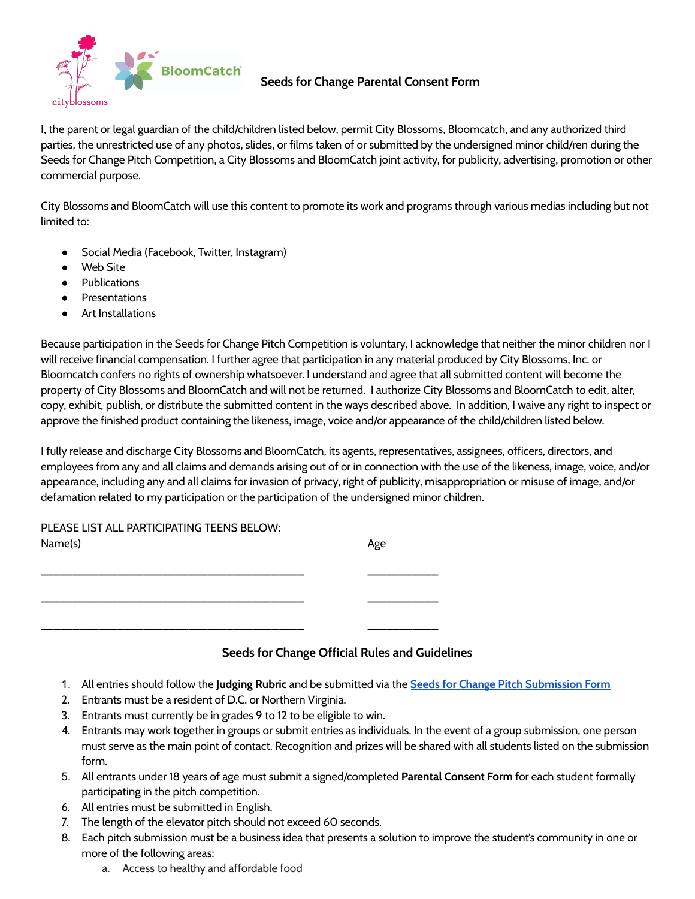# Seeds for Change Parental Consent Form

I, the parent or legal guardian of the child/children listed below, permit City Blossoms, Bloomcatch, and any authorized third parties, the unrestricted use of any photos, slides, or films taken of or submitted by the undersigned minor child/ren during the Seeds for Change Pitch Competition, a City Blossoms and BloomCatch joint activity, for publicity, advertising, promotion or other commercial purpose.

City Blossoms and BloomCatch will use this content to promote its work and programs through various medias including but not limited to:

- Social Media (Facebook, Twitter, Instagram)
- Web Site
- Publications
- Presentations
- Art Installations

Because participation in the Seeds for Change Pitch Competition is voluntary, I acknowledge that neither the minor children nor I will receive financial compensation. I further agree that participation in any material produced by City Blossoms, Inc. or Bloomcatch confers no rights of ownership whatsoever. I understand and agree that all submitted content will become the property of City Blossoms and BloomCatch and will not be returned. I authorize City Blossoms and BloomCatch to edit, alter, copy, exhibit, publish, or distribute the submitted content in the ways described above. In addition, I waive any right to inspect or approve the finished product containing the likeness, image, voice and/or appearance of the child/children listed below.

I fully release and discharge City Blossoms and BloomCatch, its agents, representatives, assignees, officers, directors, and employees from any and all claims and demands arising out of or in connection with the use of the likeness, image, voice, and/or appearance, including any and all claims for invasion of privacy, right of publicity, misappropriation or misuse of image, and/or defamation related to my participation or the participation of the undersigned minor children.

PLEASE LIST ALL PARTICIPATING TEENS BELOW:

| Name(s) | Age |
|---|---|
| ___________________________________________ | ___________ |
| ___________________________________________ | ___________ |
| ___________________________________________ | ___________ |

## Seeds for Change Official Rules and Guidelines

1. All entries should follow the **Judging Rubric** and be submitted via the **Seeds for Change Pitch Submission Form**
2. Entrants must be a resident of D.C. or Northern Virginia.
3. Entrants must currently be in grades 9 to 12 to be eligible to win.
4. Entrants may work together in groups or submit entries as individuals. In the event of a group submission, one person must serve as the main point of contact. Recognition and prizes will be shared with all students listed on the submission form.
5. All entrants under 18 years of age must submit a signed/completed **Parental Consent Form** for each student formally participating in the pitch competition.
6. All entries must be submitted in English.
7. The length of the elevator pitch should not exceed 60 seconds.
8. Each pitch submission must be a business idea that presents a solution to improve the student's community in one or more of the following areas:
   a. Access to healthy and affordable food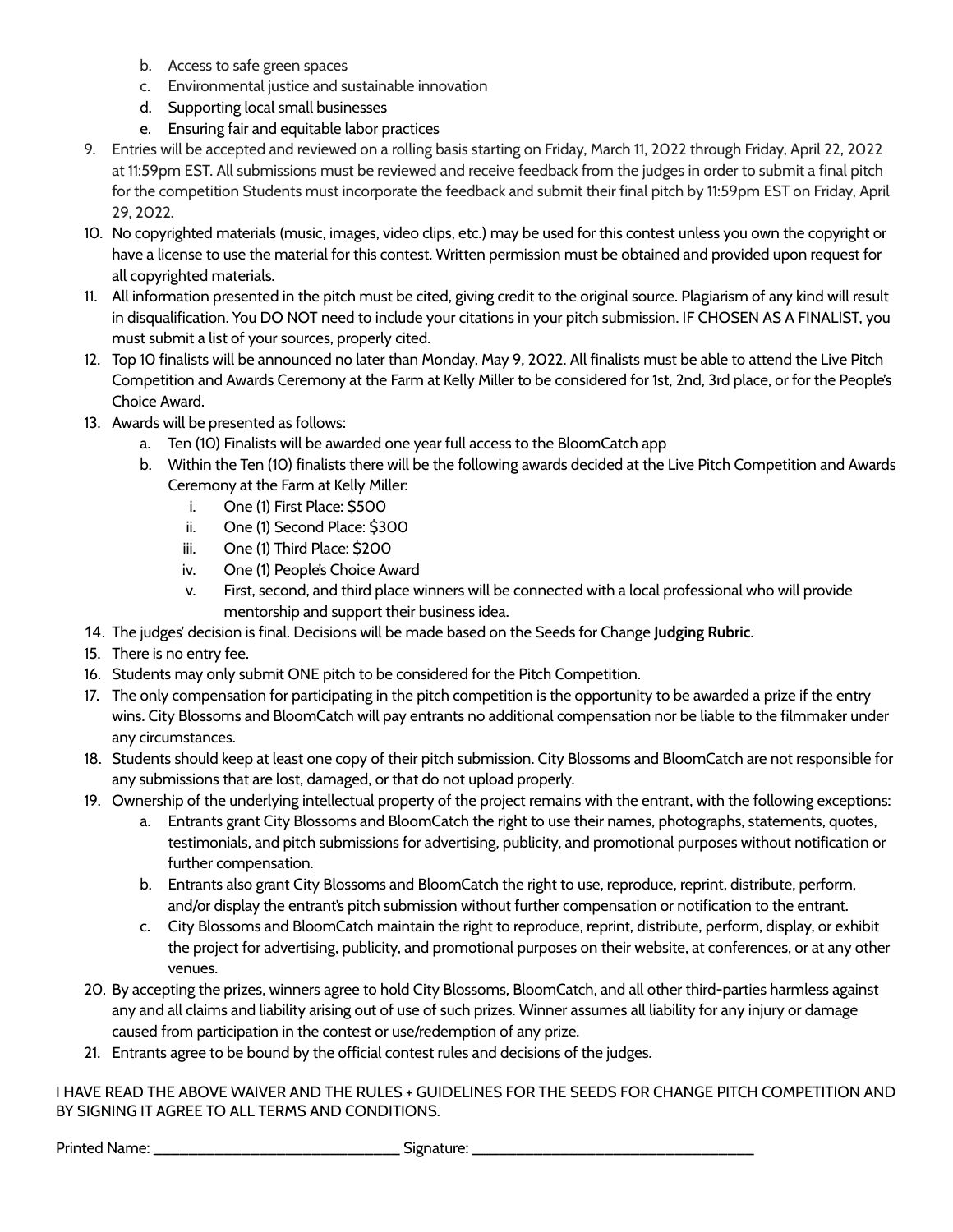b. Access to safe green spaces
   c. Environmental justice and sustainable innovation
   d. Supporting local small businesses
   e. Ensuring fair and equitable labor practices

9. Entries will be accepted and reviewed on a rolling basis starting on Friday, March 11, 2022 through Friday, April 22, 2022 at 11:59pm EST. All submissions must be reviewed and receive feedback from the judges in order to submit a final pitch for the competition Students must incorporate the feedback and submit their final pitch by 11:59pm EST on Friday, April 29, 2022.
10. No copyrighted materials (music, images, video clips, etc.) may be used for this contest unless you own the copyright or have a license to use the material for this contest. Written permission must be obtained and provided upon request for all copyrighted materials.
11. All information presented in the pitch must be cited, giving credit to the original source. Plagiarism of any kind will result in disqualification. You DO NOT need to include your citations in your pitch submission. IF CHOSEN AS A FINALIST, you must submit a list of your sources, properly cited.
12. Top 10 finalists will be announced no later than Monday, May 9, 2022. All finalists must be able to attend the Live Pitch Competition and Awards Ceremony at the Farm at Kelly Miller to be considered for 1st, 2nd, 3rd place, or for the People's Choice Award.
13. Awards will be presented as follows:
    a. Ten (10) Finalists will be awarded one year full access to the BloomCatch app
    b. Within the Ten (10) finalists there will be the following awards decided at the Live Pitch Competition and Awards Ceremony at the Farm at Kelly Miller:
       i. One (1) First Place: $500
       ii. One (1) Second Place: $300
       iii. One (1) Third Place: $200
       iv. One (1) People's Choice Award
       v. First, second, and third place winners will be connected with a local professional who will provide mentorship and support their business idea.
14. The judges' decision is final. Decisions will be made based on the Seeds for Change **Judging Rubric**.
15. There is no entry fee.
16. Students may only submit ONE pitch to be considered for the Pitch Competition.
17. The only compensation for participating in the pitch competition is the opportunity to be awarded a prize if the entry wins. City Blossoms and BloomCatch will pay entrants no additional compensation nor be liable to the filmmaker under any circumstances.
18. Students should keep at least one copy of their pitch submission. City Blossoms and BloomCatch are not responsible for any submissions that are lost, damaged, or that do not upload properly.
19. Ownership of the underlying intellectual property of the project remains with the entrant, with the following exceptions:
    a. Entrants grant City Blossoms and BloomCatch the right to use their names, photographs, statements, quotes, testimonials, and pitch submissions for advertising, publicity, and promotional purposes without notification or further compensation.
    b. Entrants also grant City Blossoms and BloomCatch the right to use, reproduce, reprint, distribute, perform, and/or display the entrant's pitch submission without further compensation or notification to the entrant.
    c. City Blossoms and BloomCatch maintain the right to reproduce, reprint, distribute, perform, display, or exhibit the project for advertising, publicity, and promotional purposes on their website, at conferences, or at any other venues.
20. By accepting the prizes, winners agree to hold City Blossoms, BloomCatch, and all other third-parties harmless against any and all claims and liability arising out of use of such prizes. Winner assumes all liability for any injury or damage caused from participation in the contest or use/redemption of any prize.
21. Entrants agree to be bound by the official contest rules and decisions of the judges.

I HAVE READ THE ABOVE WAIVER AND THE RULES + GUIDELINES FOR THE SEEDS FOR CHANGE PITCH COMPETITION AND BY SIGNING IT AGREE TO ALL TERMS AND CONDITIONS.

Printed Name: ______________________________ Signature: ___________________________________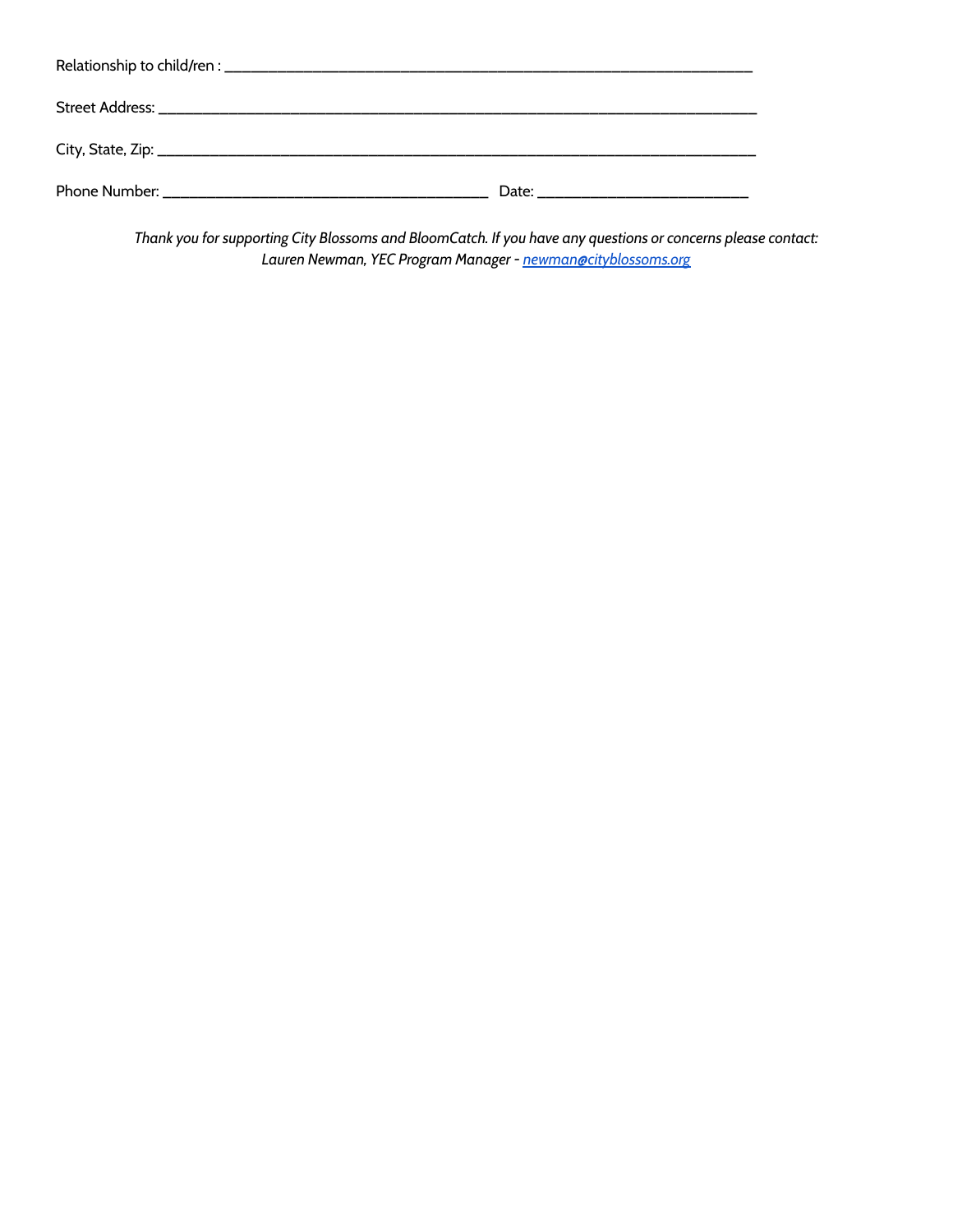Relationship to child/ren : ___________________________________________________________________

Street Address: _____________________________________________________________________________

City, State, Zip: _____________________________________________________________________________

Phone Number: __________________________________________ Date: ___________________________

*Thank you for supporting City Blossoms and BloomCatch. If you have any questions or concerns please contact:*
*Lauren Newman, YEC Program Manager - newman@cityblossoms.org*